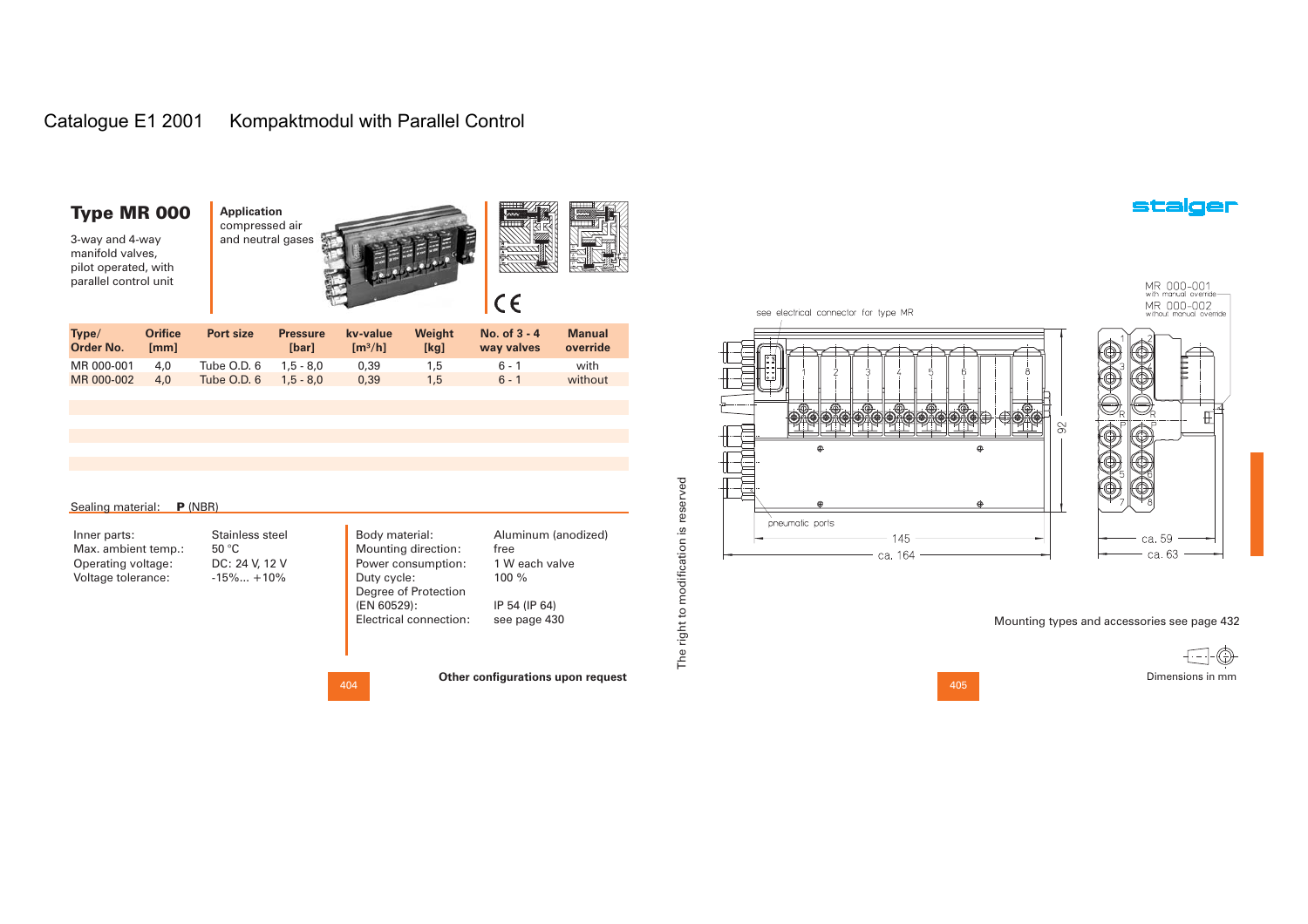# Catalogue E1 2001 Kompaktmodul with Parallel Control

## Type MR 000

3-way and 4-way manifold valves, pilot operated, with parallel control unit

**Application**
compressed air and neutral gases

| Type/ Order No. | Orifice [mm] | Port size | Pressure [bar] | kv-value [m³/h] | Weight [kg] | No. of 3 - 4 way valves | Manual override |
|---|---|---|---|---|---|---|---|
| MR 000-001 | 4,0 | Tube O.D. 6 | 1,5 - 8,0 | 0,39 | 1,5 | 6 - 1 | with |
| MR 000-002 | 4,0 | Tube O.D. 6 | 1,5 - 8,0 | 0,39 | 1,5 | 6 - 1 | without |

Sealing material: **P** (NBR)

| | |
|---|---|
| Inner parts: | Stainless steel |
| Max. ambient temp.: | 50 °C |
| Operating voltage: | DC: 24 V, 12 V |
| Voltage tolerance: | -15%... +10% |

| | |
|---|---|
| Body material: | Aluminum (anodized) |
| Mounting direction: | free |
| Power consumption: | 1 W each valve |
| Duty cycle: | 100 % |
| Degree of Protection (EN 60529): | IP 54 (IP 64) |
| Electrical connection: | see page 430 |

**Other configurations upon request**

The right to modification is reserved

MR 000-001 with manual override
MR 000-002 without manual override

see electrical connector for type MR

pneumatic ports

145
ca. 164
92
ca. 59
ca. 63

Mounting types and accessories see page 432

Dimensions in mm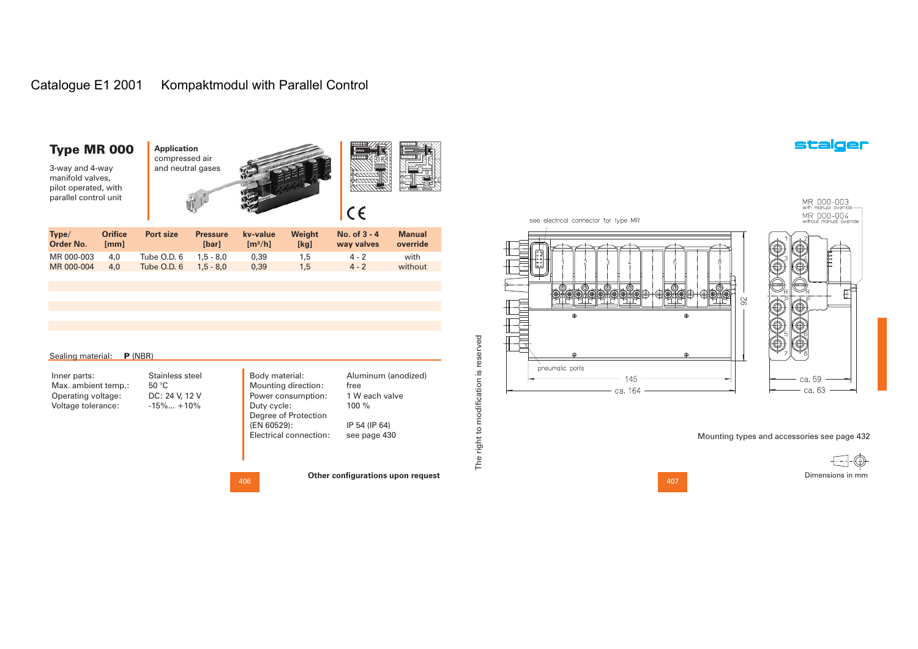Catalogue E1 2001 Kompaktmodul with Parallel Control

## Type MR 000

3-way and 4-way manifold valves, pilot operated, with parallel control unit

**Application**
compressed air and neutral gases

| Type/ Order No. | Orifice [mm] | Port size | Pressure [bar] | kv-value [m³/h] | Weight [kg] | No. of 3 - 4 way valves | Manual override |
|---|---|---|---|---|---|---|---|
| MR 000-003 | 4,0 | Tube O.D. 6 | 1,5 - 8,0 | 0,39 | 1,5 | 4 - 2 | with |
| MR 000-004 | 4,0 | Tube O.D. 6 | 1,5 - 8,0 | 0,39 | 1,5 | 4 - 2 | without |

Sealing material: **P** (NBR)

| | |
|---|---|
| Inner parts: | Stainless steel |
| Max. ambient temp.: | 50 °C |
| Operating voltage: | DC: 24 V, 12 V |
| Voltage tolerance: | -15%... +10% |

| | |
|---|---|
| Body material: | Aluminum (anodized) |
| Mounting direction: | free |
| Power consumption: | 1 W each valve |
| Duty cycle: | 100 % |
| Degree of Protection (EN 60529): | IP 54 (IP 64) |
| Electrical connection: | see page 430 |

**Other configurations upon request**

The right to modification is reserved

MR 000-003 with manual override
MR 000-004 without manual override

see electrical connector for type MR

pneumatic ports

145
ca. 164
92
ca. 59
ca. 63

Mounting types and accessories see page 432

Dimensions in mm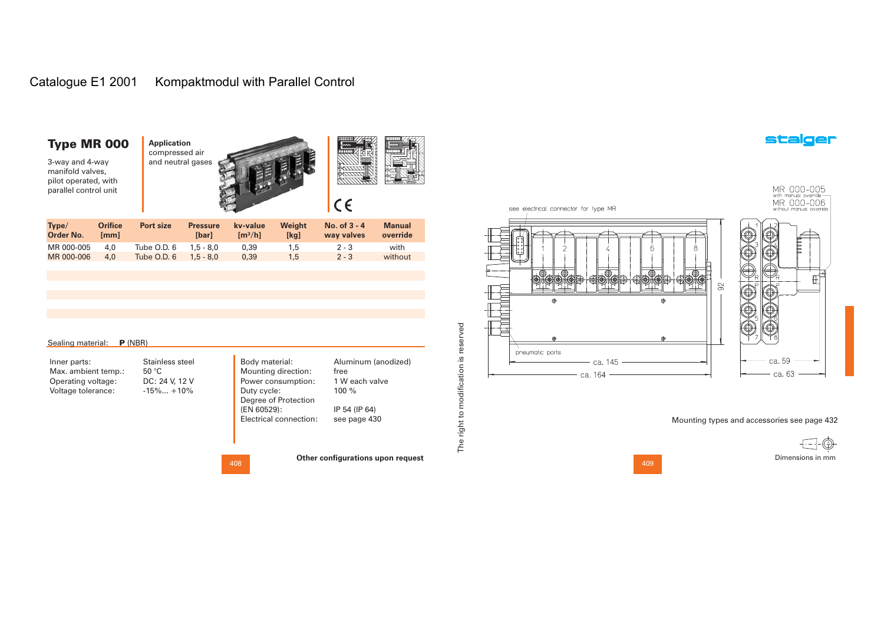Catalogue E1 2001 Kompaktmodul with Parallel Control

# Type MR 000

3-way and 4-way manifold valves, pilot operated, with parallel control unit

**Application**
compressed air and neutral gases

CE

| Type/ Order No. | Orifice [mm] | Port size | Pressure [bar] | kv-value [m³/h] | Weight [kg] | No. of 3 - 4 way valves | Manual override |
|---|---|---|---|---|---|---|---|
| MR 000-005 | 4,0 | Tube O.D. 6 | 1,5 - 8,0 | 0,39 | 1,5 | 2 - 3 | with |
| MR 000-006 | 4,0 | Tube O.D. 6 | 1,5 - 8,0 | 0,39 | 1,5 | 2 - 3 | without |

Sealing material: **P** (NBR)

| | |
|---|---|
| Inner parts: | Stainless steel |
| Max. ambient temp.: | 50 °C |
| Operating voltage: | DC: 24 V, 12 V |
| Voltage tolerance: | -15%... +10% |
| Body material: | Aluminum (anodized) |
| Mounting direction: | free |
| Power consumption: | 1 W each valve |
| Duty cycle: | 100 % |
| Degree of Protection (EN 60529): | IP 54 (IP 64) |
| Electrical connection: | see page 430 |

**Other configurations upon request**

The right to modification is reserved

stalger

MR 000-005
with manual override
MR 000-006
without manual override

see electrical connector for type MR

1 2 4 6 8

92

pneumatic ports

ca. 145

ca. 164

ca. 59

ca. 63

Mounting types and accessories see page 432

Dimensions in mm